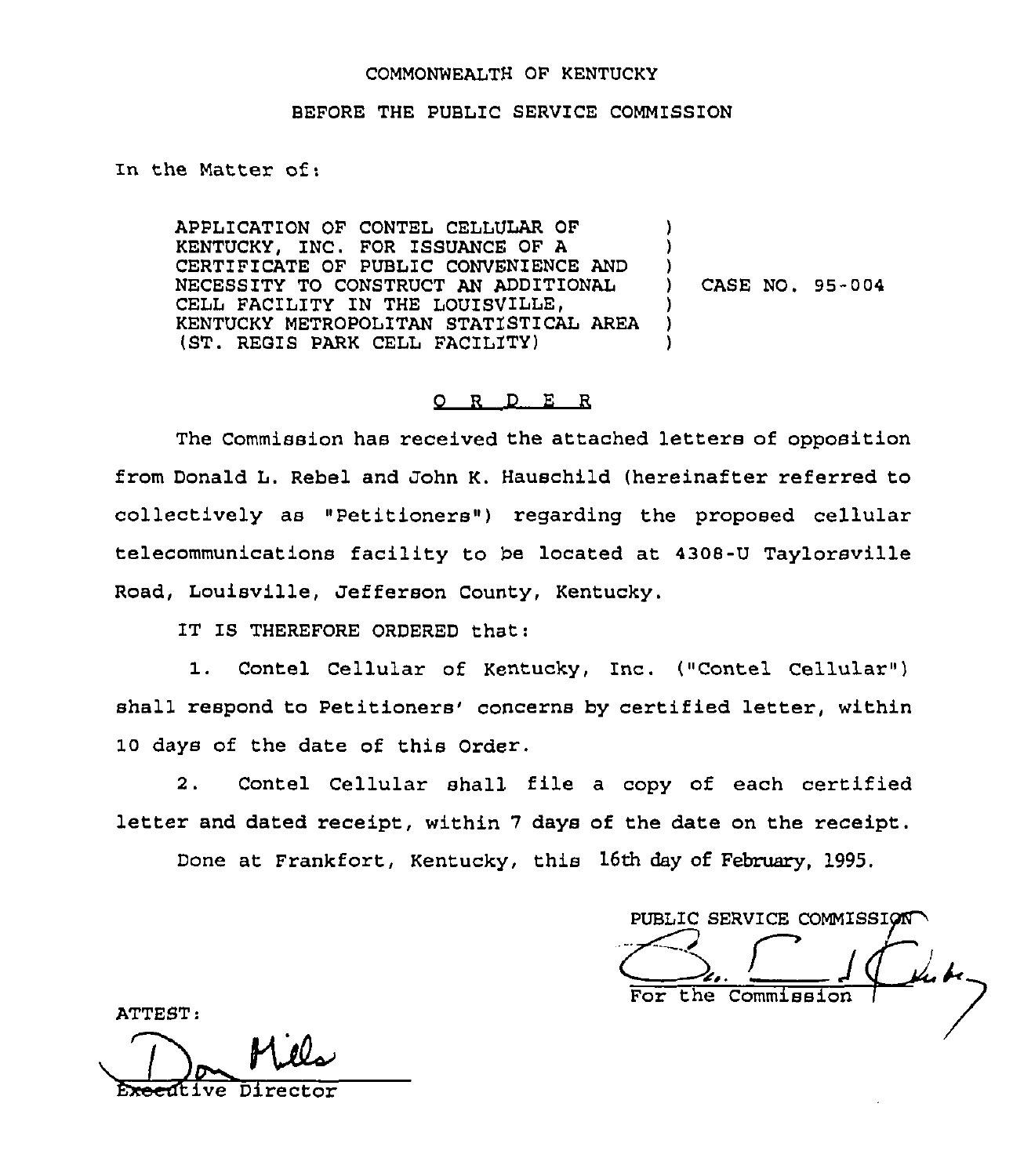COMMONWEALTH OF KENTUCKY

BEFORE THE PUBLIC SERVICE COMMISSION

In the Matter of:

| | | |
|---|---|---|
| APPLICATION OF CONTEL CELLULAR OF KENTUCKY, INC. FOR ISSUANCE OF A CERTIFICATE OF PUBLIC CONVENIENCE AND NECESSITY TO CONSTRUCT AN ADDITIONAL CELL FACILITY IN THE LOUISVILLE, KENTUCKY METROPOLITAN STATISTICAL AREA (ST. REGIS PARK CELL FACILITY) | ) | CASE NO. 95-004 |

## O R D E R

The Commission has received the attached letters of opposition from Donald L. Rebel and John K. Hauschild (hereinafter referred to collectively as "Petitioners") regarding the proposed cellular telecommunications facility to be located at 4308-U Taylorsville Road, Louisville, Jefferson County, Kentucky.

IT IS THEREFORE ORDERED that:

1. Contel Cellular of Kentucky, Inc. ("Contel Cellular") shall respond to Petitioners' concerns by certified letter, within 10 days of the date of this Order.

2. Contel Cellular shall file a copy of each certified letter and dated receipt, within 7 days of the date on the receipt.

Done at Frankfort, Kentucky, this 16th day of February, 1995.

PUBLIC SERVICE COMMISSION

For the Commission

ATTEST:

Executive Director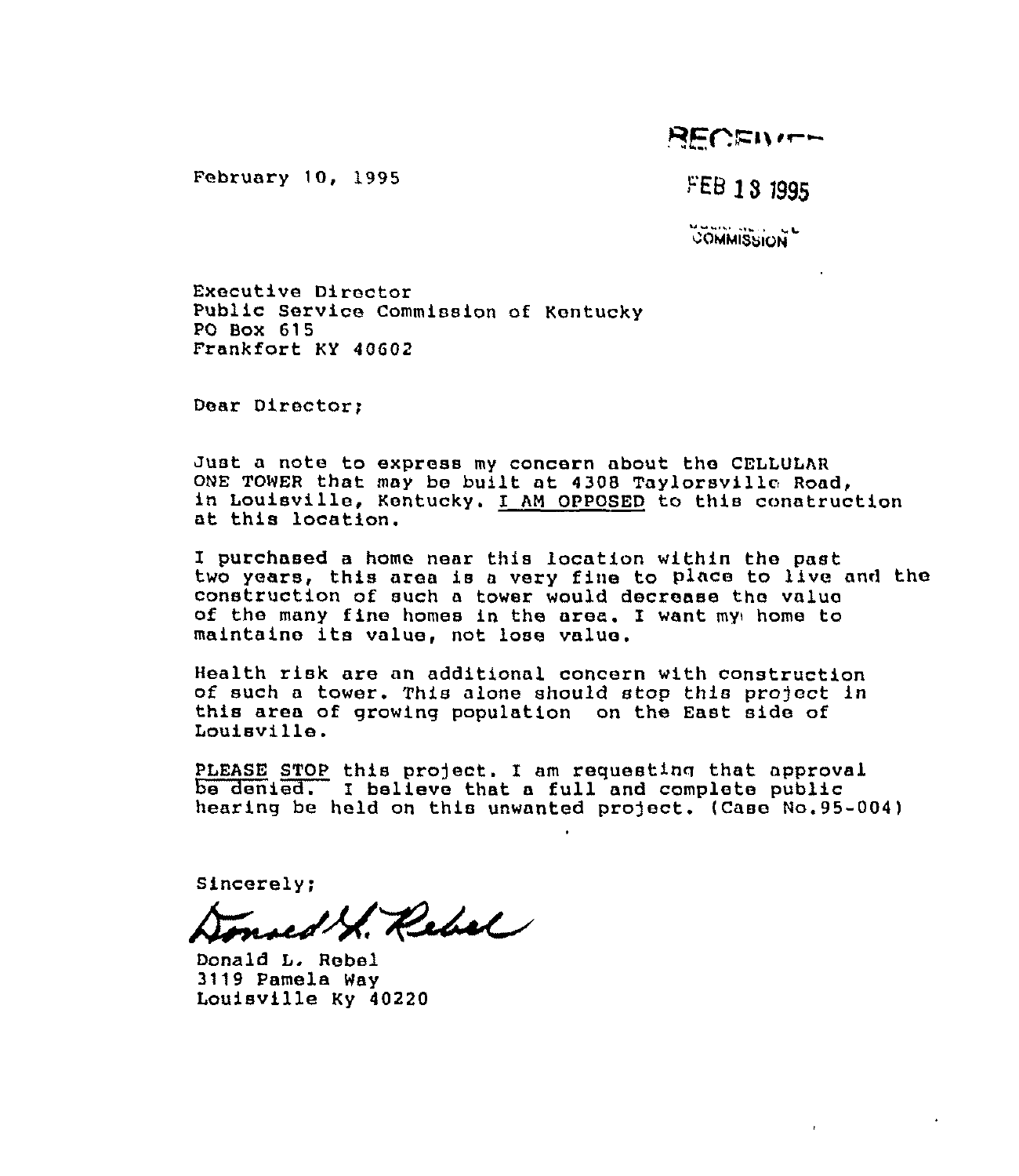RECEIVED

FEB 13 1995

COMMISSION

February 10, 1995

Executive Director
Public Service Commission of Kentucky
PO Box 615
Frankfort KY 40602

Dear Director;

Just a note to express my concern about the CELLULAR ONE TOWER that may be built at 4308 Taylorsville Road, in Louisville, Kentucky. I AM OPPOSED to this construction at this location.

I purchased a home near this location within the past two years, this area is a very fine to place to live and the construction of such a tower would decrease the value of the many fine homes in the area. I want my home to maintaine its value, not lose value.

Health risk are an additional concern with construction of such a tower. This alone should stop this project in this area of growing population on the East side of Louisville.

PLEASE STOP this project. I am requesting that approval be denied. I believe that a full and complete public hearing be held on this unwanted project. (Case No.95-004)

Sincerely;

Donald L. Rebel

Donald L. Rebel
3119 Pamela Way
Louisville Ky 40220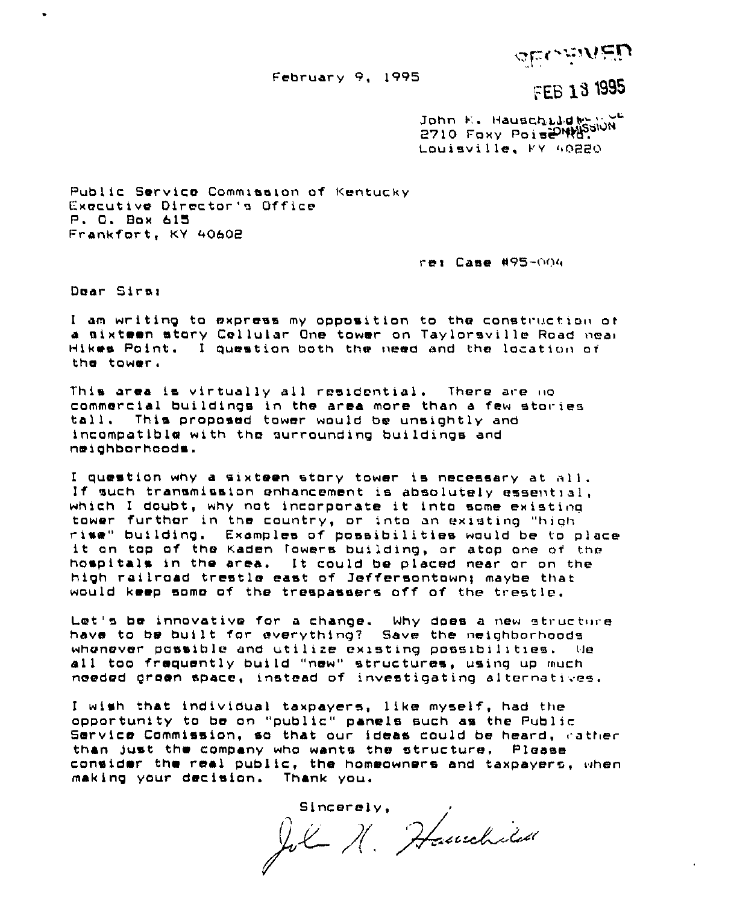RECEIVED

FEB 13 1995

PUBLIC SERVICE COMMISSION

February 9, 1995

John K. Hauschildt
2710 Foxy Poise Rd.
Louisville, KY 40220

Public Service Commission of Kentucky
Executive Director's Office
P. O. Box 615
Frankfort, KY 40602

re: Case #95-004

Dear Sirs:

I am writing to express my opposition to the construction of a sixteen story Cellular One tower on Taylorsville Road near Hikes Point. I question both the need and the location of the tower.

This area is virtually all residential. There are no commercial buildings in the area more than a few stories tall. This proposed tower would be unsightly and incompatible with the surrounding buildings and neighborhoods.

I question why a sixteen story tower is necessary at all. If such transmission enhancement is absolutely essential, which I doubt, why not incorporate it into some existing tower further in the country, or into an existing "high rise" building. Examples of possibilities would be to place it on top of the Kaden Towers building, or atop one of the hospitals in the area. It could be placed near or on the high railroad trestle east of Jeffersontown; maybe that would keep some of the trespassers off of the trestle.

Let's be innovative for a change. Why does a new structure have to be built for everything? Save the neighborhoods whenever possible and utilize existing possibilities. We all too frequently build "new" structures, using up much needed green space, instead of investigating alternatives.

I wish that individual taxpayers, like myself, had the opportunity to be on "public" panels such as the Public Service Commission, so that our ideas could be heard, rather than just the company who wants the structure. Please consider the real public, the homeowners and taxpayers, when making your decision. Thank you.

Sincerely,

John K. Hauschildt